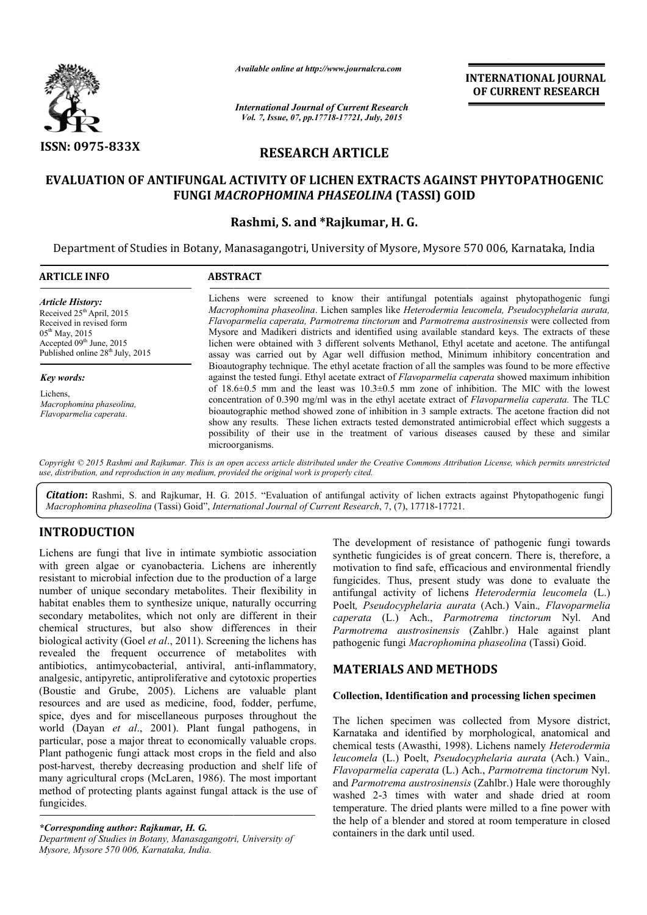ISSN: 0975-833X

*Available online at http://www.journalcra.com*

*International Journal of Current Research*
*Vol. 7, Issue, 07, pp.17718-17721, July, 2015*

**INTERNATIONAL JOURNAL OF CURRENT RESEARCH**

# RESEARCH ARTICLE

# EVALUATION OF ANTIFUNGAL ACTIVITY OF LICHEN EXTRACTS AGAINST PHYTOPATHOGENIC FUNGI *MACROPHOMINA PHASEOLINA* (TASSI) GOID

**Rashmi, S. and *Rajkumar, H. G.**

Department of Studies in Botany, Manasagangotri, University of Mysore, Mysore 570 006, Karnataka, India

**ARTICLE INFO**

*Article History:*
Received 25th April, 2015
Received in revised form
05th May, 2015
Accepted 09th June, 2015
Published online 28th July, 2015

*Key words:*
Lichens,
*Macrophomina phaseolina,*
*Flavoparmelia caperata*.

**ABSTRACT**

Lichens were screened to know their antifungal potentials against phytopathogenic fungi *Macrophomina phaseolina*. Lichen samples like *Heterodermia leucomela, Pseudocyphelaria aurata, Flavoparmelia caperata, Parmotrema tinctorum* and *Parmotrema austrosinensis* were collected from Mysore and Madikeri districts and identified using available standard keys. The extracts of these lichen were obtained with 3 different solvents Methanol, Ethyl acetate and acetone. The antifungal assay was carried out by Agar well diffusion method, Minimum inhibitory concentration and Bioautography technique. The ethyl acetate fraction of all the samples was found to be more effective against the tested fungi. Ethyl acetate extract of *Flavoparmelia caperata* showed maximum inhibition of 18.6±0.5 mm and the least was 10.3±0.5 mm zone of inhibition. The MIC with the lowest concentration of 0.390 mg/ml was in the ethyl acetate extract of *Flavoparmelia caperata.* The TLC bioautographic method showed zone of inhibition in 3 sample extracts. The acetone fraction did not show any results. These lichen extracts tested demonstrated antimicrobial effect which suggests a possibility of their use in the treatment of various diseases caused by these and similar microorganisms.

*Copyright © 2015 Rashmi and Rajkumar. This is an open access article distributed under the Creative Commons Attribution License, which permits unrestricted use, distribution, and reproduction in any medium, provided the original work is properly cited.*

***Citation*:** Rashmi, S. and Rajkumar, H. G. 2015. "Evaluation of antifungal activity of lichen extracts against Phytopathogenic fungi *Macrophomina phaseolina* (Tassi) Goid", *International Journal of Current Research*, 7, (7), 17718-17721.

## INTRODUCTION

Lichens are fungi that live in intimate symbiotic association with green algae or cyanobacteria. Lichens are inherently resistant to microbial infection due to the production of a large number of unique secondary metabolites. Their flexibility in habitat enables them to synthesize unique, naturally occurring secondary metabolites, which not only are different in their chemical structures, but also show differences in their biological activity (Goel *et al*., 2011). Screening the lichens has revealed the frequent occurrence of metabolites with antibiotics, antimycobacterial, antiviral, anti-inflammatory, analgesic, antipyretic, antiproliferative and cytotoxic properties (Boustie and Grube, 2005). Lichens are valuable plant resources and are used as medicine, food, fodder, perfume, spice, dyes and for miscellaneous purposes throughout the world (Dayan *et al*., 2001). Plant fungal pathogens, in particular, pose a major threat to economically valuable crops. Plant pathogenic fungi attack most crops in the field and also post-harvest, thereby decreasing production and shelf life of many agricultural crops (McLaren, 1986). The most important method of protecting plants against fungal attack is the use of fungicides.

The development of resistance of pathogenic fungi towards synthetic fungicides is of great concern. There is, therefore, a motivation to find safe, efficacious and environmental friendly fungicides. Thus, present study was done to evaluate the antifungal activity of lichens *Heterodermia leucomela* (L.) Poelt*, Pseudocyphelaria aurata* (Ach.) Vain.*, Flavoparmelia caperata* (L.) Ach., *Parmotrema tinctorum* Nyl. And *Parmotrema austrosinensis* (Zahlbr.) Hale against plant pathogenic fungi *Macrophomina phaseolina* (Tassi) Goid.

## MATERIALS AND METHODS

### Collection, Identification and processing lichen specimen

The lichen specimen was collected from Mysore district, Karnataka and identified by morphological, anatomical and chemical tests (Awasthi, 1998). Lichens namely *Heterodermia leucomela* (L.) Poelt, *Pseudocyphelaria aurata* (Ach.) Vain.*, Flavoparmelia caperata* (L.) Ach., *Parmotrema tinctorum* Nyl. and *Parmotrema austrosinensis* (Zahlbr.) Hale were thoroughly washed 2-3 times with water and shade dried at room temperature. The dried plants were milled to a fine power with the help of a blender and stored at room temperature in closed containers in the dark until used.

*\*Corresponding author: Rajkumar, H. G.*
*Department of Studies in Botany, Manasagangotri, University of Mysore, Mysore 570 006, Karnataka, India.*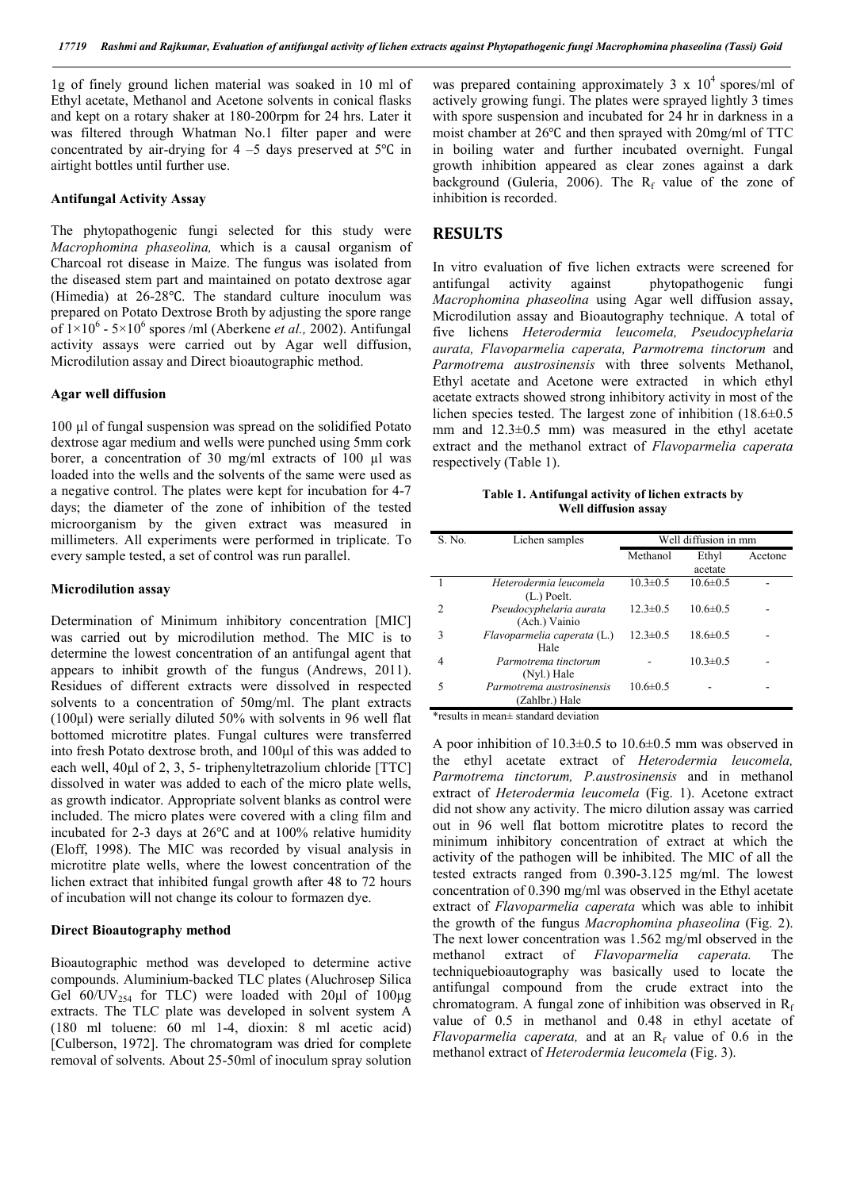1g of finely ground lichen material was soaked in 10 ml of Ethyl acetate, Methanol and Acetone solvents in conical flasks and kept on a rotary shaker at 180-200rpm for 24 hrs. Later it was filtered through Whatman No.1 filter paper and were concentrated by air-drying for 4 –5 days preserved at 5℃ in airtight bottles until further use.

### Antifungal Activity Assay

The phytopathogenic fungi selected for this study were *Macrophomina phaseolina,* which is a causal organism of Charcoal rot disease in Maize. The fungus was isolated from the diseased stem part and maintained on potato dextrose agar (Himedia) at 26-28℃. The standard culture inoculum was prepared on Potato Dextrose Broth by adjusting the spore range of $1 \times 10^6$ - $5 \times 10^6$ spores /ml (Aberkene *et al.,* 2002). Antifungal activity assays were carried out by Agar well diffusion, Microdilution assay and Direct bioautographic method.

### Agar well diffusion

100 µl of fungal suspension was spread on the solidified Potato dextrose agar medium and wells were punched using 5mm cork borer, a concentration of 30 mg/ml extracts of 100 µl was loaded into the wells and the solvents of the same were used as a negative control. The plates were kept for incubation for 4-7 days; the diameter of the zone of inhibition of the tested microorganism by the given extract was measured in millimeters. All experiments were performed in triplicate. To every sample tested, a set of control was run parallel.

### Microdilution assay

Determination of Minimum inhibitory concentration [MIC] was carried out by microdilution method. The MIC is to determine the lowest concentration of an antifungal agent that appears to inhibit growth of the fungus (Andrews, 2011). Residues of different extracts were dissolved in respected solvents to a concentration of 50mg/ml. The plant extracts (100µl) were serially diluted 50% with solvents in 96 well flat bottomed microtitre plates. Fungal cultures were transferred into fresh Potato dextrose broth, and 100µl of this was added to each well, 40µl of 2, 3, 5- triphenyltetrazolium chloride [TTC] dissolved in water was added to each of the micro plate wells, as growth indicator. Appropriate solvent blanks as control were included. The micro plates were covered with a cling film and incubated for 2-3 days at 26℃ and at 100% relative humidity (Eloff, 1998). The MIC was recorded by visual analysis in microtitre plate wells, where the lowest concentration of the lichen extract that inhibited fungal growth after 48 to 72 hours of incubation will not change its colour to formazen dye.

### Direct Bioautography method

Bioautographic method was developed to determine active compounds. Aluminium-backed TLC plates (Aluchrosep Silica Gel $60/UV_{254}$ for TLC) were loaded with 20µl of 100µg extracts. The TLC plate was developed in solvent system A (180 ml toluene: 60 ml 1-4, dioxin: 8 ml acetic acid) [Culberson, 1972]. The chromatogram was dried for complete removal of solvents. About 25-50ml of inoculum spray solution was prepared containing approximately $3 \times 10^4$ spores/ml of actively growing fungi. The plates were sprayed lightly 3 times with spore suspension and incubated for 24 hr in darkness in a moist chamber at 26℃ and then sprayed with 20mg/ml of TTC in boiling water and further incubated overnight. Fungal growth inhibition appeared as clear zones against a dark background (Guleria, 2006). The $R_f$ value of the zone of inhibition is recorded.

## RESULTS

In vitro evaluation of five lichen extracts were screened for antifungal activity against phytopathogenic fungi *Macrophomina phaseolina* using Agar well diffusion assay, Microdilution assay and Bioautography technique. A total of five lichens *Heterodermia leucomela, Pseudocyphelaria aurata, Flavoparmelia caperata, Parmotrema tinctorum* and *Parmotrema austrosinensis* with three solvents Methanol, Ethyl acetate and Acetone were extracted in which ethyl acetate extracts showed strong inhibitory activity in most of the lichen species tested. The largest zone of inhibition (18.6±0.5 mm and 12.3±0.5 mm) was measured in the ethyl acetate extract and the methanol extract of *Flavoparmelia caperata* respectively (Table 1).

**Table 1. Antifungal activity of lichen extracts by Well diffusion assay**

| S. No. | Lichen samples | Well diffusion in mm | | |
|---|---|---|---|---|
| | | Methanol | Ethyl acetate | Acetone |
| 1 | *Heterodermia leucomela* (L.) Poelt. | 10.3±0.5 | 10.6±0.5 | - |
| 2 | *Pseudocyphelaria aurata* (Ach.) Vainio | 12.3±0.5 | 10.6±0.5 | - |
| 3 | *Flavoparmelia caperata* (L.) Hale | 12.3±0.5 | 18.6±0.5 | - |
| 4 | *Parmotrema tinctorum* (Nyl.) Hale | - | 10.3±0.5 | - |
| 5 | *Parmotrema austrosinensis* (Zahlbr.) Hale | 10.6±0.5 | - | - |

*results in mean± standard deviation

A poor inhibition of 10.3±0.5 to 10.6±0.5 mm was observed in the ethyl acetate extract of *Heterodermia leucomela, Parmotrema tinctorum, P.austrosinensis* and in methanol extract of *Heterodermia leucomela* (Fig. 1). Acetone extract did not show any activity. The micro dilution assay was carried out in 96 well flat bottom microtitre plates to record the minimum inhibitory concentration of extract at which the activity of the pathogen will be inhibited. The MIC of all the tested extracts ranged from 0.390-3.125 mg/ml. The lowest concentration of 0.390 mg/ml was observed in the Ethyl acetate extract of *Flavoparmelia caperata* which was able to inhibit the growth of the fungus *Macrophomina phaseolina* (Fig. 2). The next lower concentration was 1.562 mg/ml observed in the methanol extract of *Flavoparmelia caperata.* The techniquebioautography was basically used to locate the antifungal compound from the crude extract into the chromatogram. A fungal zone of inhibition was observed in $R_f$ value of 0.5 in methanol and 0.48 in ethyl acetate of *Flavoparmelia caperata,* and at an $R_f$ value of 0.6 in the methanol extract of *Heterodermia leucomela* (Fig. 3).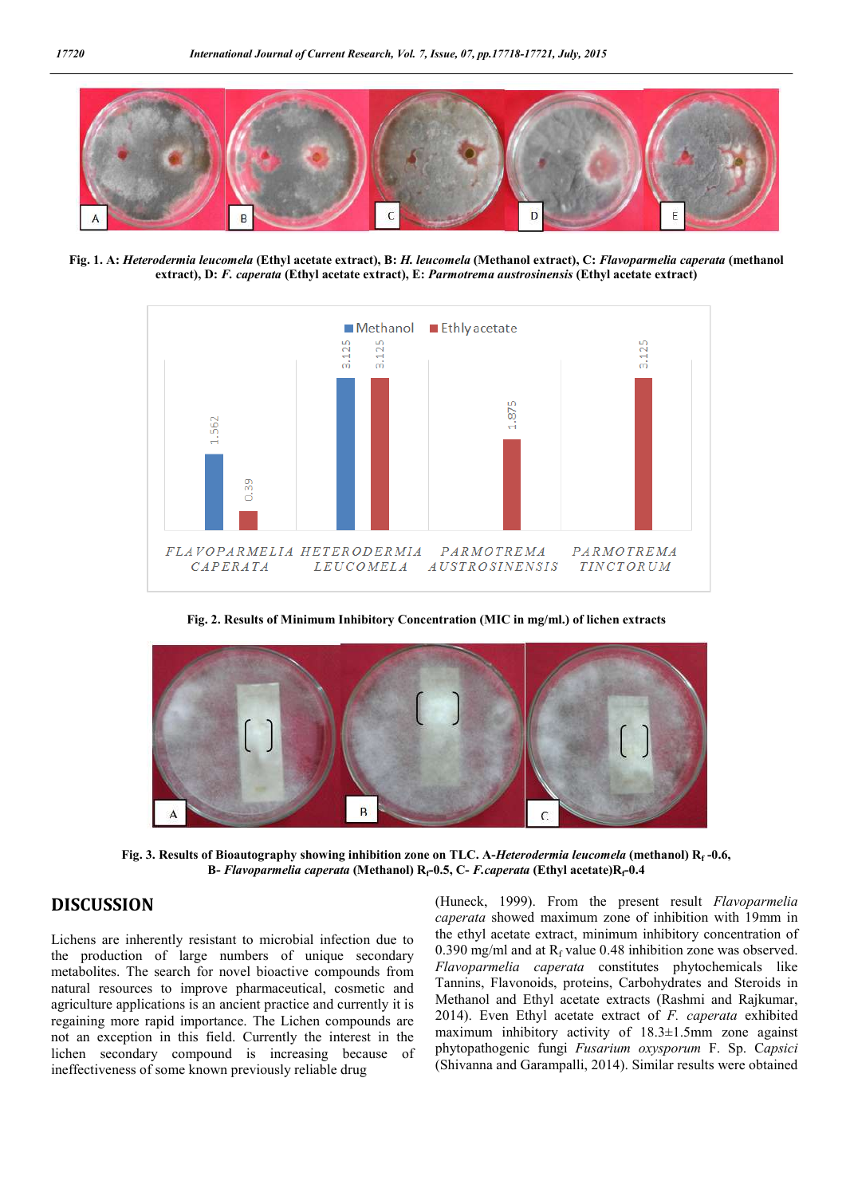Fig. 1. A: *Heterodermia leucomela* (Ethyl acetate extract), B: *H. leucomela* (Methanol extract), C: *Flavoparmelia caperata* (methanol extract), D: *F. caperata* (Ethyl acetate extract), E: *Parmotrema austrosinensis* (Ethyl acetate extract)

Fig. 2. Results of Minimum Inhibitory Concentration (MIC in mg/ml.) of lichen extracts

Fig. 3. Results of Bioautography showing inhibition zone on TLC. A-*Heterodermia leucomela* (methanol) $R_f$ -0.6, B- *Flavoparmelia caperata* (Methanol) $R_f$-0.5, C- *F.caperata* (Ethyl acetate)$R_f$-0.4

## DISCUSSION

Lichens are inherently resistant to microbial infection due to the production of large numbers of unique secondary metabolites. The search for novel bioactive compounds from natural resources to improve pharmaceutical, cosmetic and agriculture applications is an ancient practice and currently it is regaining more rapid importance. The Lichen compounds are not an exception in this field. Currently the interest in the lichen secondary compound is increasing because of ineffectiveness of some known previously reliable drug (Huneck, 1999). From the present result *Flavoparmelia caperata* showed maximum zone of inhibition with 19mm in the ethyl acetate extract, minimum inhibitory concentration of 0.390 mg/ml and at $R_f$ value 0.48 inhibition zone was observed. *Flavoparmelia caperata* constitutes phytochemicals like Tannins, Flavonoids, proteins, Carbohydrates and Steroids in Methanol and Ethyl acetate extracts (Rashmi and Rajkumar, 2014). Even Ethyl acetate extract of *F. caperata* exhibited maximum inhibitory activity of 18.3±1.5mm zone against phytopathogenic fungi *Fusarium oxysporum* F. Sp. C*apsici* (Shivanna and Garampalli, 2014). Similar results were obtained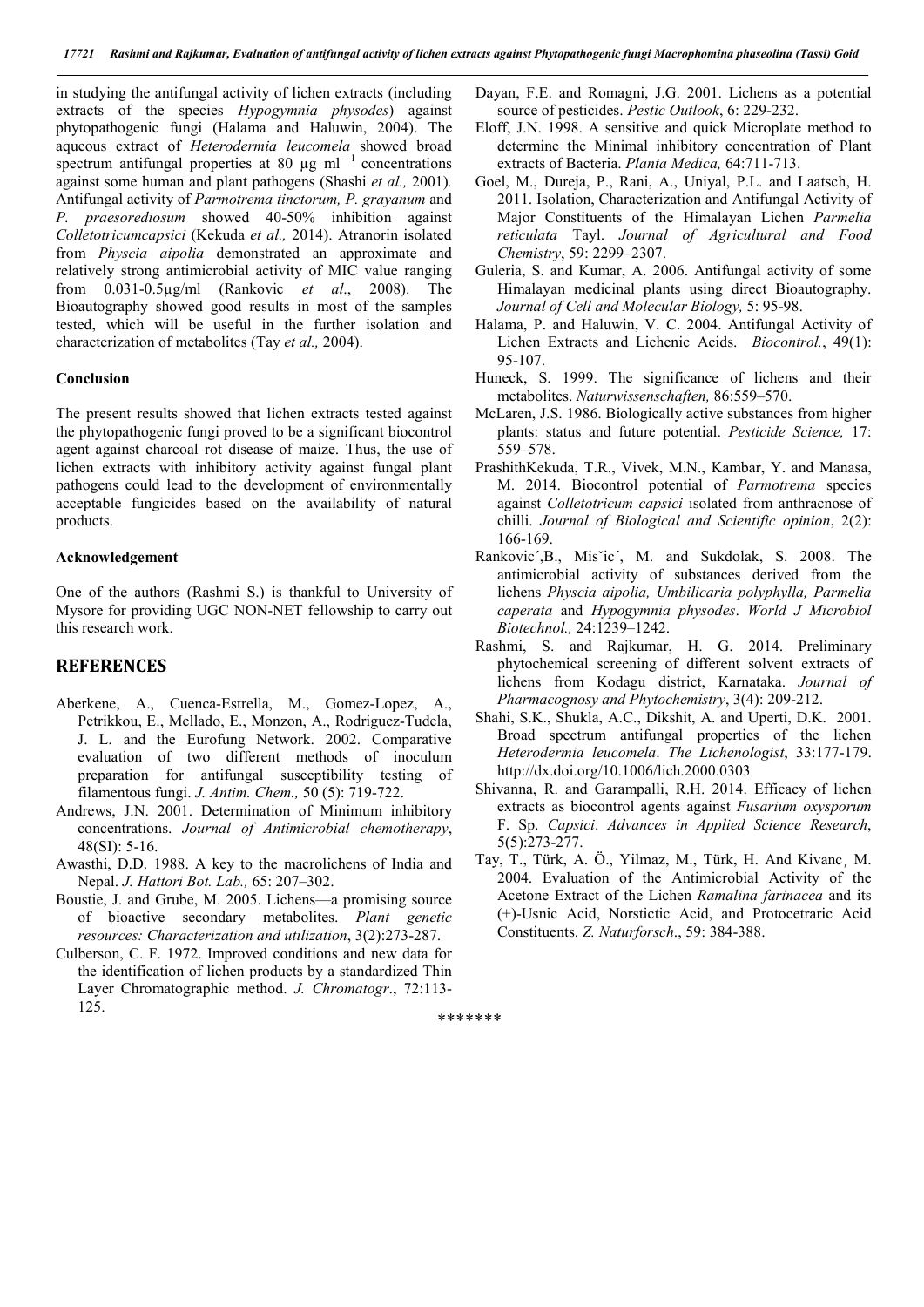in studying the antifungal activity of lichen extracts (including extracts of the species *Hypogymnia physodes*) against phytopathogenic fungi (Halama and Haluwin, 2004). The aqueous extract of *Heterodermia leucomela* showed broad spectrum antifungal properties at 80 µg ml $^{-1}$ concentrations against some human and plant pathogens (Shashi *et al.,* 2001). Antifungal activity of *Parmotrema tinctorum, P. grayanum* and *P. praesorediosum* showed 40-50% inhibition against *Colletotricumcapsici* (Kekuda *et al.,* 2014). Atranorin isolated from *Physcia aipolia* demonstrated an approximate and relatively strong antimicrobial activity of MIC value ranging from 0.031-0.5µg/ml (Rankovic *et al*., 2008). The Bioautography showed good results in most of the samples tested, which will be useful in the further isolation and characterization of metabolites (Tay *et al.,* 2004).

### Conclusion

The present results showed that lichen extracts tested against the phytopathogenic fungi proved to be a significant biocontrol agent against charcoal rot disease of maize. Thus, the use of lichen extracts with inhibitory activity against fungal plant pathogens could lead to the development of environmentally acceptable fungicides based on the availability of natural products.

### Acknowledgement

One of the authors (Rashmi S.) is thankful to University of Mysore for providing UGC NON-NET fellowship to carry out this research work.

## REFERENCES

Aberkene, A., Cuenca-Estrella, M., Gomez-Lopez, A., Petrikkou, E., Mellado, E., Monzon, A., Rodriguez-Tudela, J. L. and the Eurofung Network. 2002. Comparative evaluation of two different methods of inoculum preparation for antifungal susceptibility testing of filamentous fungi. *J. Antim. Chem.,* 50 (5): 719-722.

Andrews, J.N. 2001. Determination of Minimum inhibitory concentrations. *Journal of Antimicrobial chemotherapy*, 48(SI): 5-16.

Awasthi, D.D. 1988. A key to the macrolichens of India and Nepal. *J. Hattori Bot. Lab.,* 65: 207–302.

Boustie, J. and Grube, M. 2005. Lichens—a promising source of bioactive secondary metabolites. *Plant genetic resources: Characterization and utilization*, 3(2):273-287.

Culberson, C. F. 1972. Improved conditions and new data for the identification of lichen products by a standardized Thin Layer Chromatographic method. *J. Chromatogr*., 72:113-125.

Dayan, F.E. and Romagni, J.G. 2001. Lichens as a potential source of pesticides. *Pestic Outlook*, 6: 229-232.

Eloff, J.N. 1998. A sensitive and quick Microplate method to determine the Minimal inhibitory concentration of Plant extracts of Bacteria. *Planta Medica,* 64:711-713.

Goel, M., Dureja, P., Rani, A., Uniyal, P.L. and Laatsch, H. 2011. Isolation, Characterization and Antifungal Activity of Major Constituents of the Himalayan Lichen *Parmelia reticulata* Tayl. *Journal of Agricultural and Food Chemistry*, 59: 2299–2307.

Guleria, S. and Kumar, A. 2006. Antifungal activity of some Himalayan medicinal plants using direct Bioautography. *Journal of Cell and Molecular Biology,* 5: 95-98.

Halama, P. and Haluwin, V. C. 2004. Antifungal Activity of Lichen Extracts and Lichenic Acids. *Biocontrol.*, 49(1): 95-107.

Huneck, S. 1999. The significance of lichens and their metabolites. *Naturwissenschaften,* 86:559–570.

McLaren, J.S. 1986. Biologically active substances from higher plants: status and future potential. *Pesticide Science,* 17: 559–578.

PrashithKekuda, T.R., Vivek, M.N., Kambar, Y. and Manasa, M. 2014. Biocontrol potential of *Parmotrema* species against *Colletotricum capsici* isolated from anthracnose of chilli. *Journal of Biological and Scientific opinion*, 2(2): 166-169.

Rankovic´,B., Misˇic´, M. and Sukdolak, S. 2008. The antimicrobial activity of substances derived from the lichens *Physcia aipolia, Umbilicaria polyphylla, Parmelia caperata* and *Hypogymnia physodes*. *World J Microbiol Biotechnol.,* 24:1239–1242.

Rashmi, S. and Rajkumar, H. G. 2014. Preliminary phytochemical screening of different solvent extracts of lichens from Kodagu district, Karnataka. *Journal of Pharmacognosy and Phytochemistry*, 3(4): 209-212.

Shahi, S.K., Shukla, A.C., Dikshit, A. and Uperti, D.K. 2001. Broad spectrum antifungal properties of the lichen *Heterodermia leucomela*. *The Lichenologist*, 33:177-179. http://dx.doi.org/10.1006/lich.2000.0303

Shivanna, R. and Garampalli, R.H. 2014. Efficacy of lichen extracts as biocontrol agents against *Fusarium oxysporum* F. Sp. *Capsici*. *Advances in Applied Science Research*, 5(5):273-277.

Tay, T., Türk, A. Ö., Yilmaz, M., Türk, H. And Kivanc¸ M. 2004. Evaluation of the Antimicrobial Activity of the Acetone Extract of the Lichen *Ramalina farinacea* and its (+)-Usnic Acid, Norstictic Acid, and Protocetraric Acid Constituents. *Z. Naturforsch*., 59: 384-388.

\*\*\*\*\*\*\*